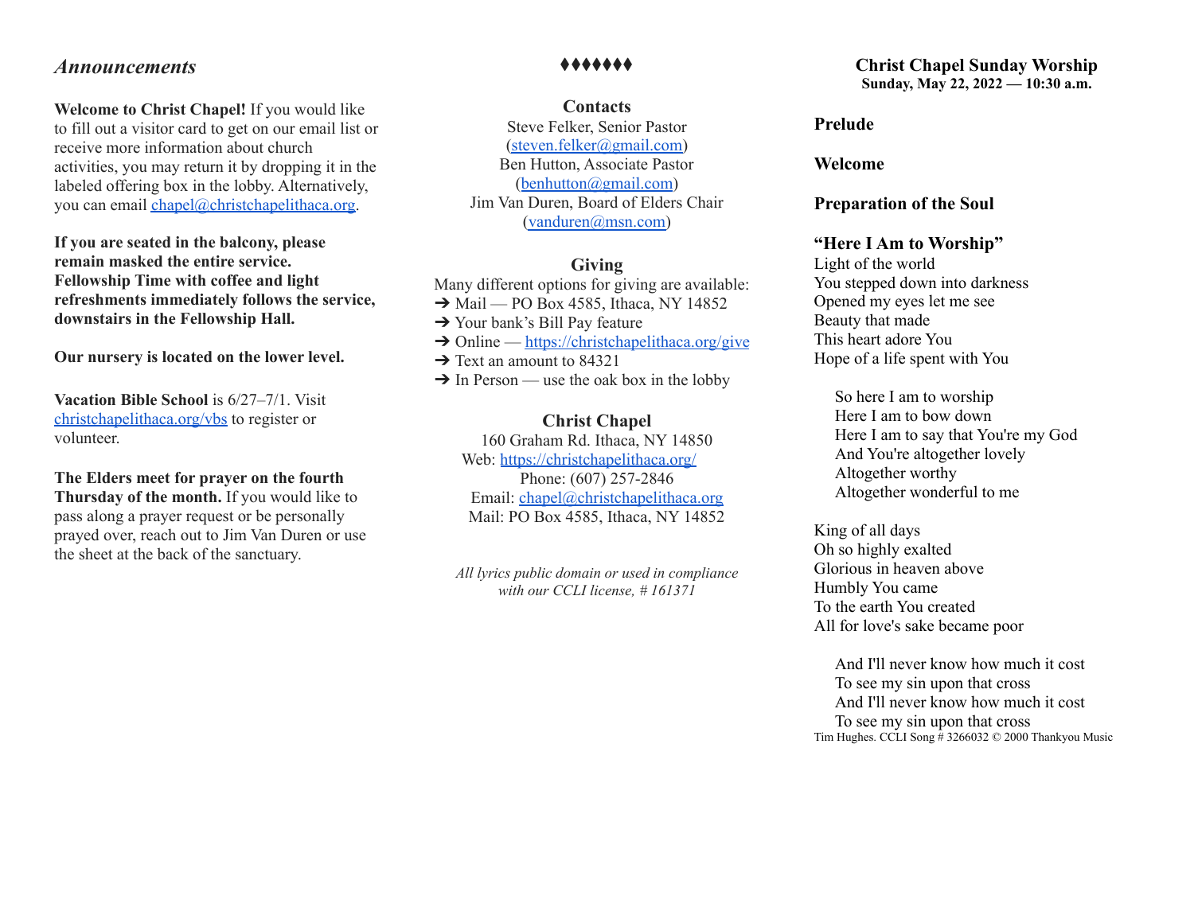## *Announcements*

**Welcome to Christ Chapel!** If you would like to fill out a visitor card to get on our email list or receive more information about church activities, you may return it by dropping it in the labeled offering box in the lobby. Alternatively, you can email chapel@christchapelithaca.org.

**If you are seated in the balcony, please remain masked the entire service.**
**Fellowship Time with coffee and light refreshments immediately follows the service, downstairs in the Fellowship Hall.**

**Our nursery is located on the lower level.**

**Vacation Bible School** is 6/27–7/1. Visit christchapelithaca.org/vbs to register or volunteer.

**The Elders meet for prayer on the fourth Thursday of the month.** If you would like to pass along a prayer request or be personally prayed over, reach out to Jim Van Duren or use the sheet at the back of the sanctuary.

♦♦♦♦♦♦♦

### Contacts

Steve Felker, Senior Pastor
(steven.felker@gmail.com)
Ben Hutton, Associate Pastor
(benhutton@gmail.com)
Jim Van Duren, Board of Elders Chair
(vanduren@msn.com)

### Giving

Many different options for giving are available:
➔ Mail — PO Box 4585, Ithaca, NY 14852
➔ Your bank's Bill Pay feature
➔ Online — https://christchapelithaca.org/give
➔ Text an amount to 84321
➔ In Person — use the oak box in the lobby

### Christ Chapel

160 Graham Rd. Ithaca, NY 14850
Web: https://christchapelithaca.org/
Phone: (607) 257-2846
Email: chapel@christchapelithaca.org
Mail: PO Box 4585, Ithaca, NY 14852

*All lyrics public domain or used in compliance with our CCLI license, # 161371*

## Christ Chapel Sunday Worship

**Sunday, May 22, 2022 — 10:30 a.m.**

**Prelude**

**Welcome**

**Preparation of the Soul**

**"Here I Am to Worship"**

Light of the world
You stepped down into darkness
Opened my eyes let me see
Beauty that made
This heart adore You
Hope of a life spent with You

So here I am to worship
Here I am to bow down
Here I am to say that You're my God
And You're altogether lovely
Altogether worthy
Altogether wonderful to me

King of all days
Oh so highly exalted
Glorious in heaven above
Humbly You came
To the earth You created
All for love's sake became poor

And I'll never know how much it cost
To see my sin upon that cross
And I'll never know how much it cost
To see my sin upon that cross

Tim Hughes. CCLI Song # 3266032 © 2000 Thankyou Music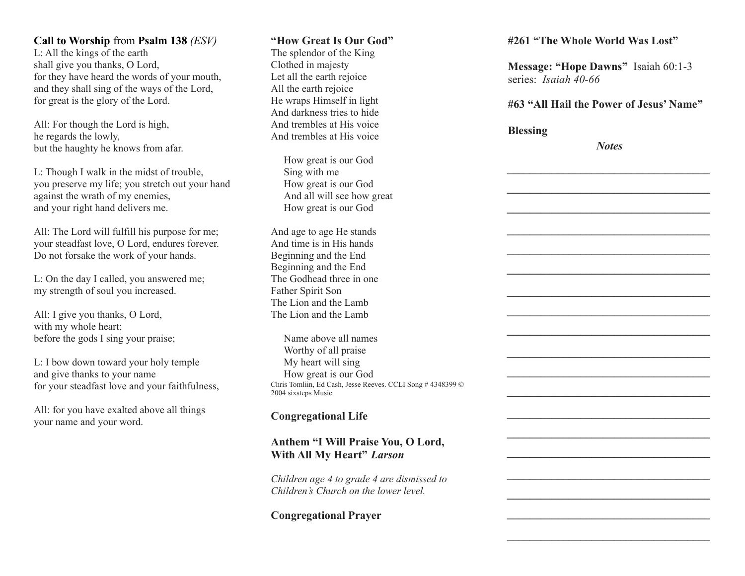**Call to Worship** from **Psalm 138** *(ESV)*

L: All the kings of the earth
shall give you thanks, O Lord,
for they have heard the words of your mouth,
and they shall sing of the ways of the Lord,
for great is the glory of the Lord.

All: For though the Lord is high,
he regards the lowly,
but the haughty he knows from afar.

L: Though I walk in the midst of trouble,
you preserve my life; you stretch out your hand
against the wrath of my enemies,
and your right hand delivers me.

All: The Lord will fulfill his purpose for me;
your steadfast love, O Lord, endures forever.
Do not forsake the work of your hands.

L: On the day I called, you answered me;
my strength of soul you increased.

All: I give you thanks, O Lord,
with my whole heart;
before the gods I sing your praise;

L: I bow down toward your holy temple
and give thanks to your name
for your steadfast love and your faithfulness,

All: for you have exalted above all things
your name and your word.

**"How Great Is Our God"**

The splendor of the King
Clothed in majesty
Let all the earth rejoice
All the earth rejoice
He wraps Himself in light
And darkness tries to hide
And trembles at His voice
And trembles at His voice

How great is our God
Sing with me
How great is our God
And all will see how great
How great is our God

And age to age He stands
And time is in His hands
Beginning and the End
Beginning and the End
The Godhead three in one
Father Spirit Son
The Lion and the Lamb
The Lion and the Lamb

Name above all names
Worthy of all praise
My heart will sing
How great is our God

Chris Tomliin, Ed Cash, Jesse Reeves. CCLI Song # 4348399 © 2004 sixsteps Music

**Congregational Life**

**Anthem "I Will Praise You, O Lord, With All My Heart"** ***Larson***

*Children age 4 to grade 4 are dismissed to Children's Church on the lower level.*

**Congregational Prayer**

**#261 "The Whole World Was Lost"**

**Message: "Hope Dawns"** Isaiah 60:1-3
series: *Isaiah 40-66*

**#63 "All Hail the Power of Jesus' Name"**

**Blessing**

***Notes***

___________________________________

___________________________________

___________________________________

___________________________________

___________________________________

___________________________________

___________________________________

___________________________________

___________________________________

___________________________________

___________________________________

___________________________________

___________________________________

___________________________________

___________________________________

___________________________________

___________________________________

___________________________________

___________________________________